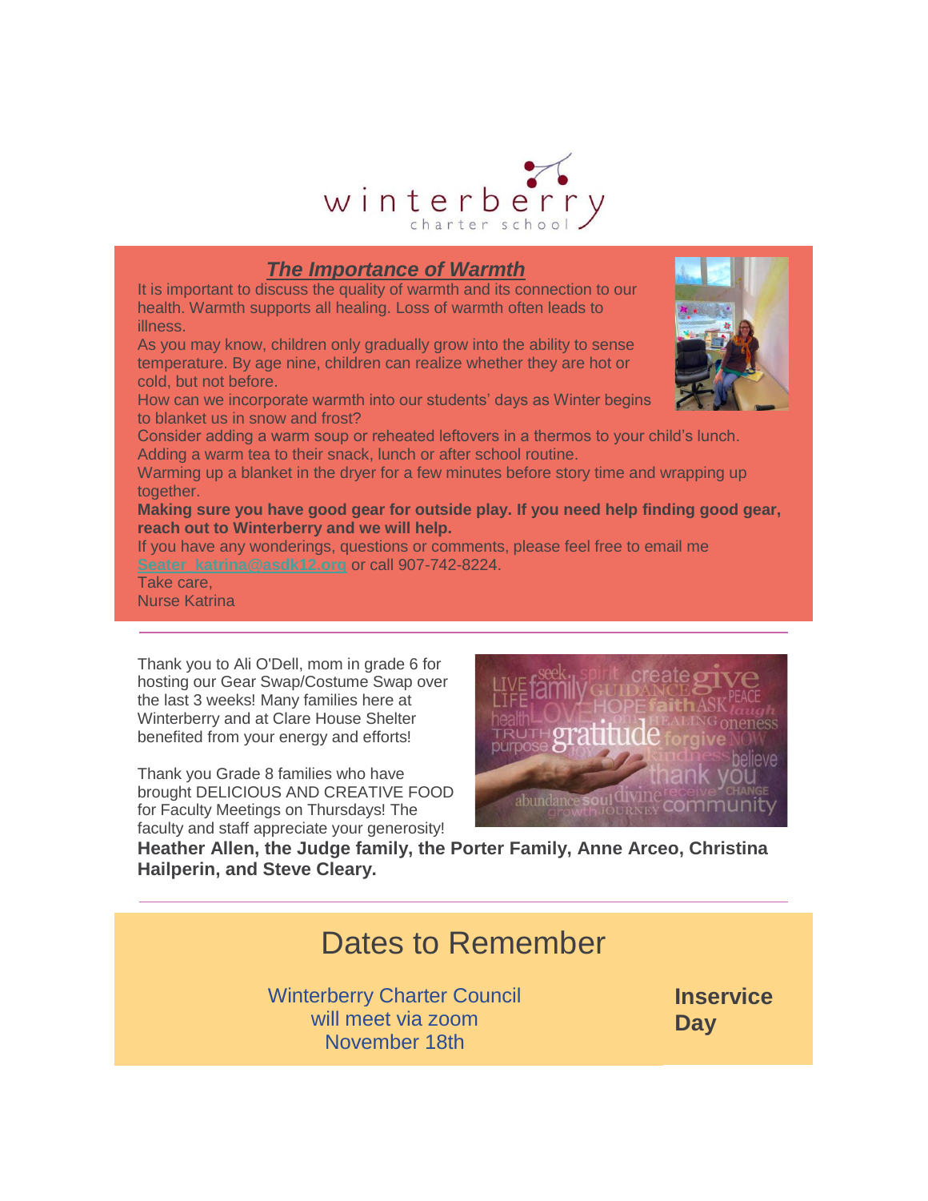winterberry
charter school

## *The Importance of Warmth*

It is important to discuss the quality of warmth and its connection to our health. Warmth supports all healing. Loss of warmth often leads to illness.

As you may know, children only gradually grow into the ability to sense temperature. By age nine, children can realize whether they are hot or cold, but not before.

How can we incorporate warmth into our students' days as Winter begins to blanket us in snow and frost?

Consider adding a warm soup or reheated leftovers in a thermos to your child's lunch.

Adding a warm tea to their snack, lunch or after school routine.

Warming up a blanket in the dryer for a few minutes before story time and wrapping up together.

**Making sure you have good gear for outside play. If you need help finding good gear, reach out to Winterberry and we will help.**

If you have any wonderings, questions or comments, please feel free to email me Seater_katrina@asdk12.org or call 907-742-8224.

Take care,
Nurse Katrina

---

Thank you to Ali O'Dell, mom in grade 6 for hosting our Gear Swap/Costume Swap over the last 3 weeks! Many families here at Winterberry and at Clare House Shelter benefited from your energy and efforts!

Thank you Grade 8 families who have brought DELICIOUS AND CREATIVE FOOD for Faculty Meetings on Thursdays! The faculty and staff appreciate your generosity!

**Heather Allen, the Judge family, the Porter Family, Anne Arceo, Christina Hailperin, and Steve Cleary.**

---

# Dates to Remember

Winterberry Charter Council will meet via zoom November 18th

**Inservice Day**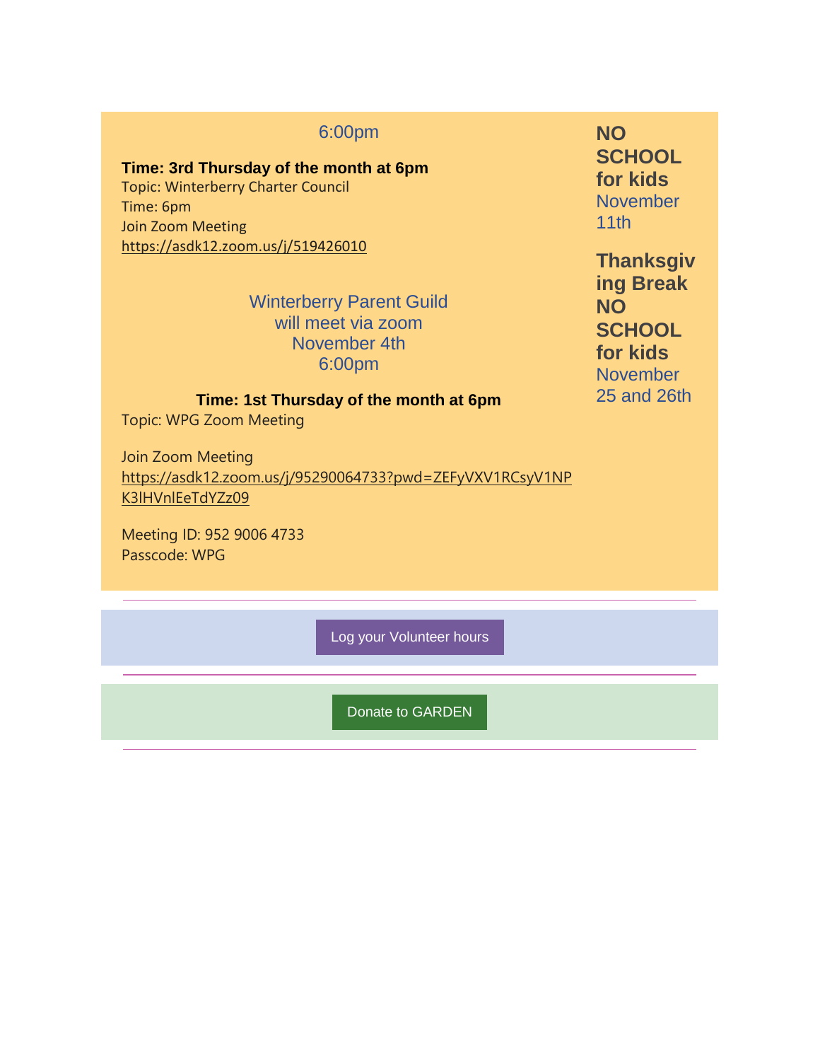6:00pm

**Time: 3rd Thursday of the month at 6pm**
Topic: Winterberry Charter Council
Time: 6pm
Join Zoom Meeting
https://asdk12.zoom.us/j/519426010

Winterberry Parent Guild
will meet via zoom
November 4th
6:00pm

**Time: 1st Thursday of the month at 6pm**
Topic: WPG Zoom Meeting

Join Zoom Meeting
https://asdk12.zoom.us/j/95290064733?pwd=ZEFyVXV1RCsyV1NPK3lHVnlEeTdYZz09

Meeting ID: 952 9006 4733
Passcode: WPG

**NO SCHOOL for kids**
November 11th

**Thanksgiving Break NO SCHOOL for kids**
November 25 and 26th

---

Log your Volunteer hours

---

Donate to GARDEN

---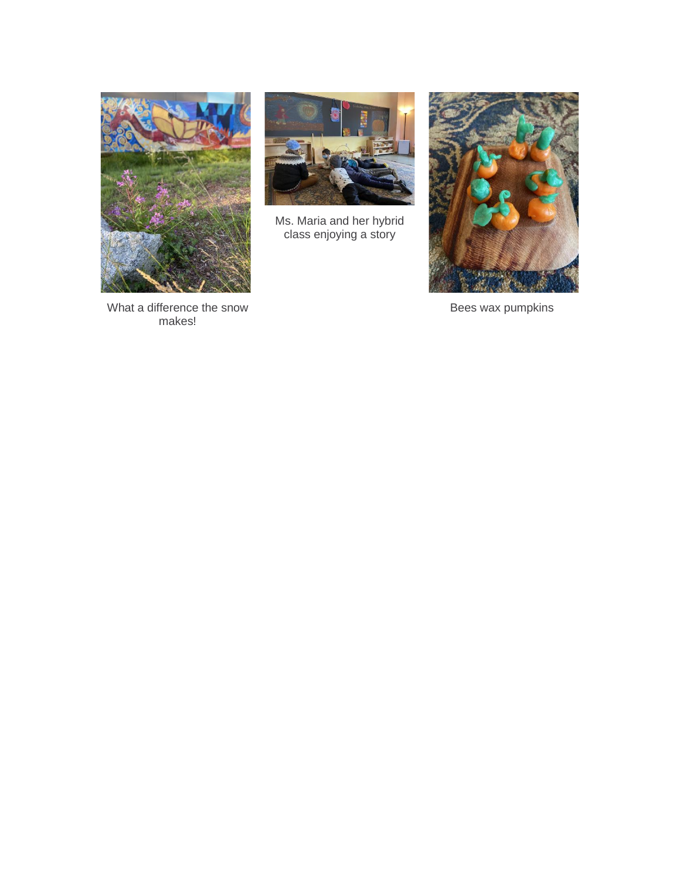What a difference the snow makes!

Ms. Maria and her hybrid class enjoying a story

Bees wax pumpkins